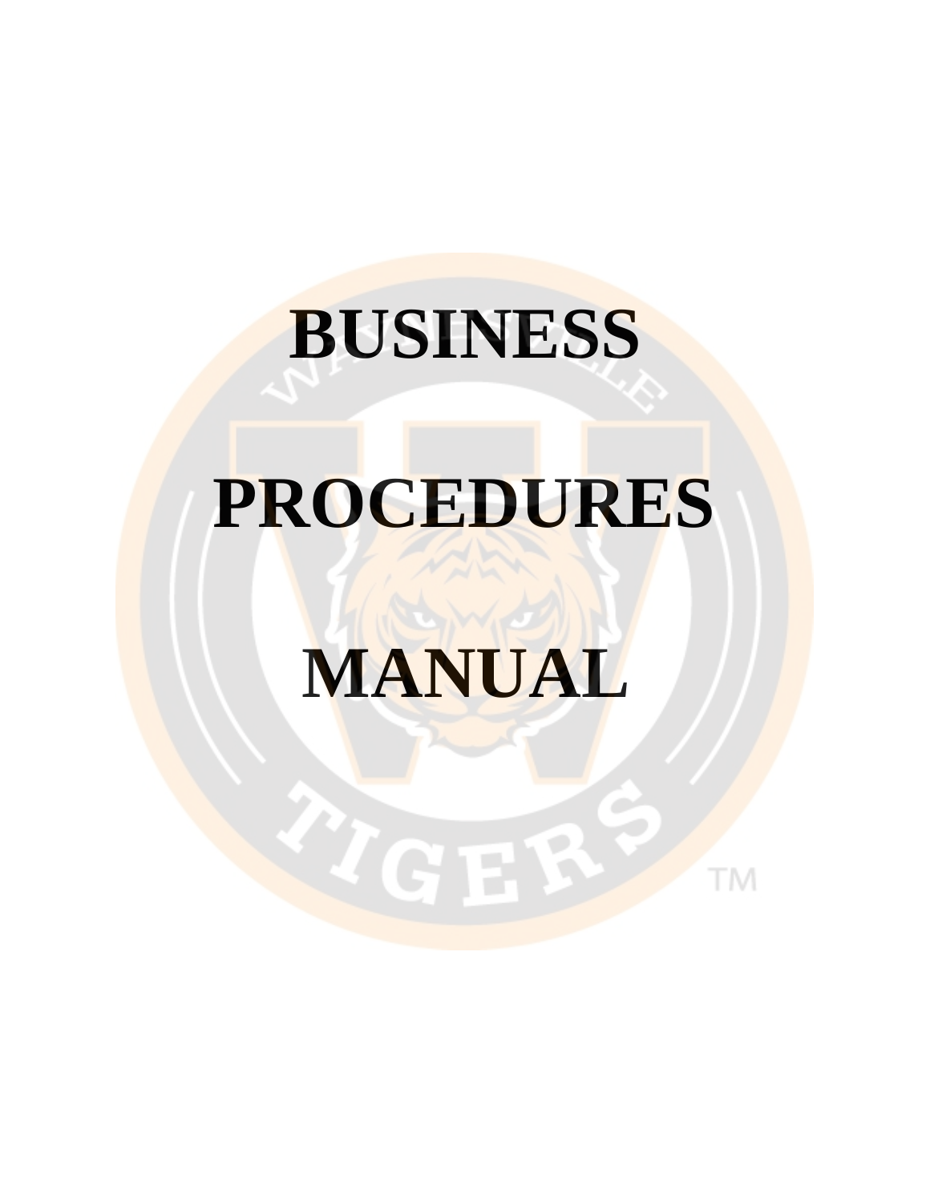# BUSINESS

# PROCEDURES

# MANUAL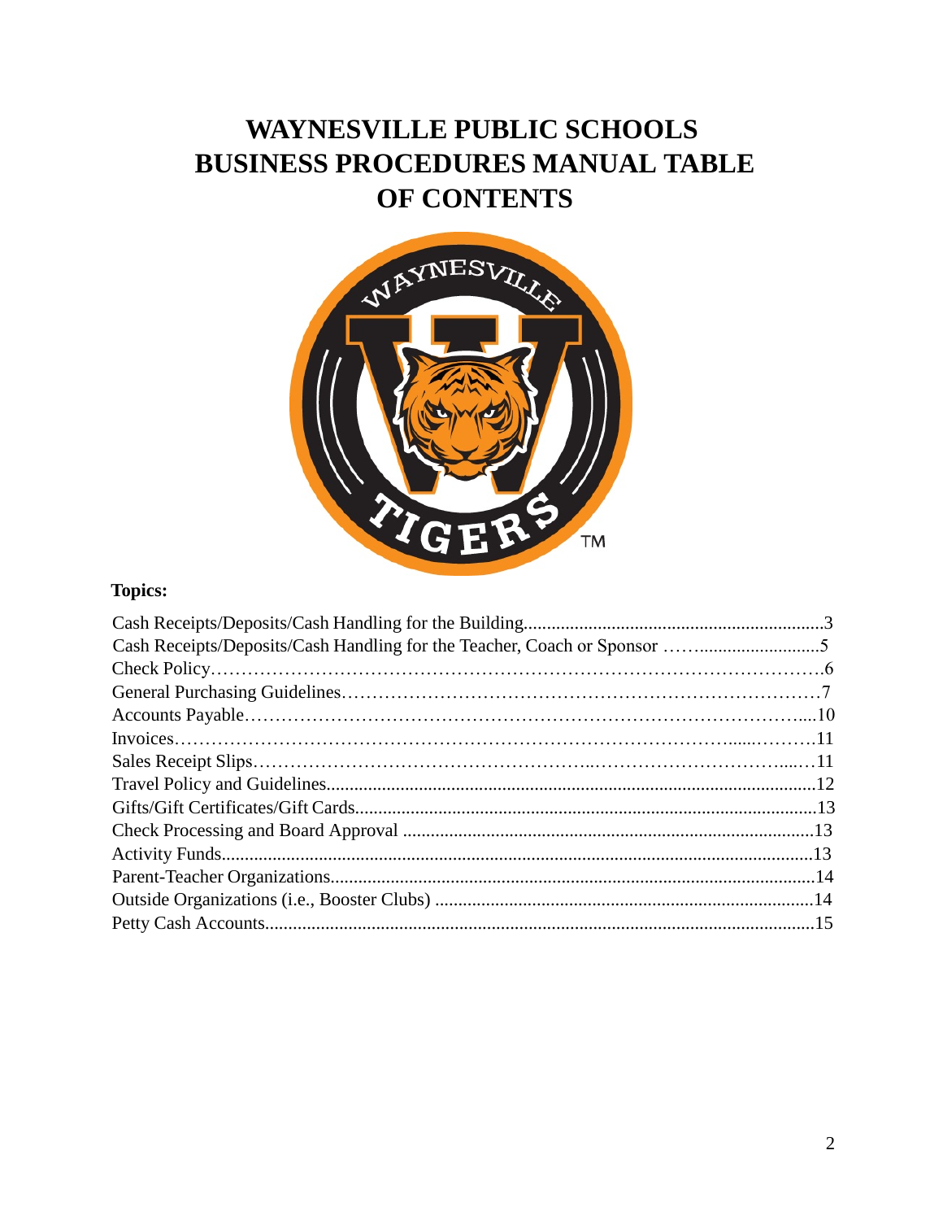# WAYNESVILLE PUBLIC SCHOOLS BUSINESS PROCEDURES MANUAL TABLE OF CONTENTS

**Topics:**

Cash Receipts/Deposits/Cash Handling for the Building................................................................3
Cash Receipts/Deposits/Cash Handling for the Teacher, Coach or Sponsor ……..........................5
Check Policy……………………………………………………………………………………….6
General Purchasing Guidelines……………………………………………………………………7
Accounts Payable…………………………………………………………………………….....10
Invoices…………………………………………………………………………......……….11
Sales Receipt Slips……………………………………………..……………………….....…11
Travel Policy and Guidelines.........................................................................................................12
Gifts/Gift Certificates/Gift Cards...................................................................................................13
Check Processing and Board Approval .........................................................................................13
Activity Funds...............................................................................................................................13
Parent-Teacher Organizations........................................................................................................14
Outside Organizations (i.e., Booster Clubs) .................................................................................14
Petty Cash Accounts......................................................................................................................15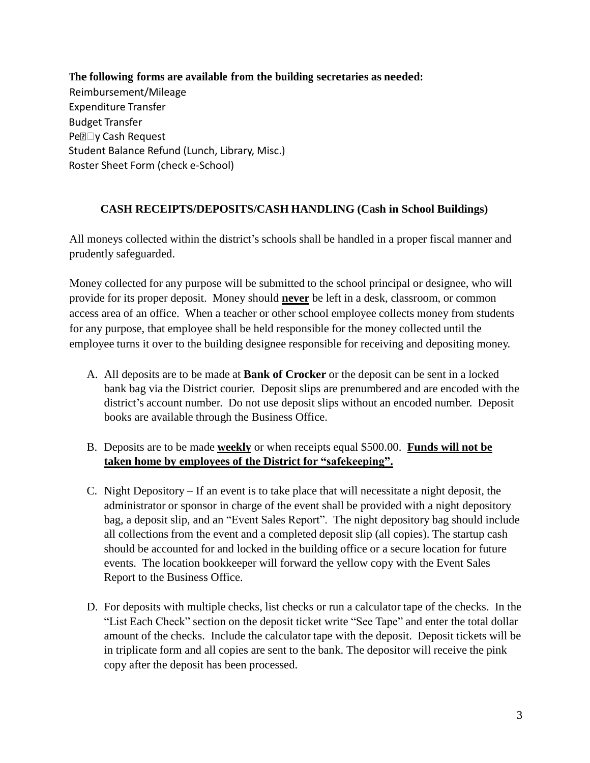**The following forms are available from the building secretaries as needed:**

Reimbursement/Mileage
Expenditure Transfer
Budget Transfer
Pe��y Cash Request
Student Balance Refund (Lunch, Library, Misc.)
Roster Sheet Form (check e-School)

## CASH RECEIPTS/DEPOSITS/CASH HANDLING (Cash in School Buildings)

All moneys collected within the district's schools shall be handled in a proper fiscal manner and prudently safeguarded.

Money collected for any purpose will be submitted to the school principal or designee, who will provide for its proper deposit. Money should **never** be left in a desk, classroom, or common access area of an office. When a teacher or other school employee collects money from students for any purpose, that employee shall be held responsible for the money collected until the employee turns it over to the building designee responsible for receiving and depositing money.

A. All deposits are to be made at **Bank of Crocker** or the deposit can be sent in a locked bank bag via the District courier. Deposit slips are prenumbered and are encoded with the district's account number. Do not use deposit slips without an encoded number. Deposit books are available through the Business Office.

B. Deposits are to be made **weekly** or when receipts equal $500.00. **Funds will not be taken home by employees of the District for "safekeeping".**

C. Night Depository – If an event is to take place that will necessitate a night deposit, the administrator or sponsor in charge of the event shall be provided with a night depository bag, a deposit slip, and an "Event Sales Report". The night depository bag should include all collections from the event and a completed deposit slip (all copies). The startup cash should be accounted for and locked in the building office or a secure location for future events. The location bookkeeper will forward the yellow copy with the Event Sales Report to the Business Office.

D. For deposits with multiple checks, list checks or run a calculator tape of the checks. In the "List Each Check" section on the deposit ticket write "See Tape" and enter the total dollar amount of the checks. Include the calculator tape with the deposit. Deposit tickets will be in triplicate form and all copies are sent to the bank. The depositor will receive the pink copy after the deposit has been processed.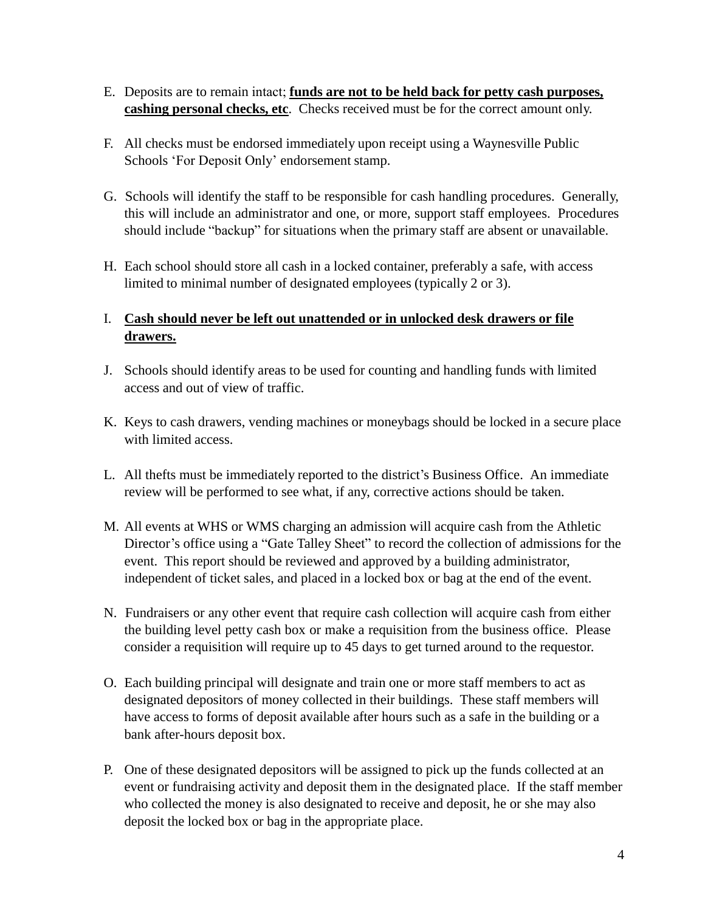E. Deposits are to remain intact; **funds are not to be held back for petty cash purposes, cashing personal checks, etc**. Checks received must be for the correct amount only.

F. All checks must be endorsed immediately upon receipt using a Waynesville Public Schools 'For Deposit Only' endorsement stamp.

G. Schools will identify the staff to be responsible for cash handling procedures. Generally, this will include an administrator and one, or more, support staff employees. Procedures should include "backup" for situations when the primary staff are absent or unavailable.

H. Each school should store all cash in a locked container, preferably a safe, with access limited to minimal number of designated employees (typically 2 or 3).

I. **Cash should never be left out unattended or in unlocked desk drawers or file drawers.**

J. Schools should identify areas to be used for counting and handling funds with limited access and out of view of traffic.

K. Keys to cash drawers, vending machines or moneybags should be locked in a secure place with limited access.

L. All thefts must be immediately reported to the district's Business Office. An immediate review will be performed to see what, if any, corrective actions should be taken.

M. All events at WHS or WMS charging an admission will acquire cash from the Athletic Director's office using a "Gate Talley Sheet" to record the collection of admissions for the event. This report should be reviewed and approved by a building administrator, independent of ticket sales, and placed in a locked box or bag at the end of the event.

N. Fundraisers or any other event that require cash collection will acquire cash from either the building level petty cash box or make a requisition from the business office. Please consider a requisition will require up to 45 days to get turned around to the requestor.

O. Each building principal will designate and train one or more staff members to act as designated depositors of money collected in their buildings. These staff members will have access to forms of deposit available after hours such as a safe in the building or a bank after-hours deposit box.

P. One of these designated depositors will be assigned to pick up the funds collected at an event or fundraising activity and deposit them in the designated place. If the staff member who collected the money is also designated to receive and deposit, he or she may also deposit the locked box or bag in the appropriate place.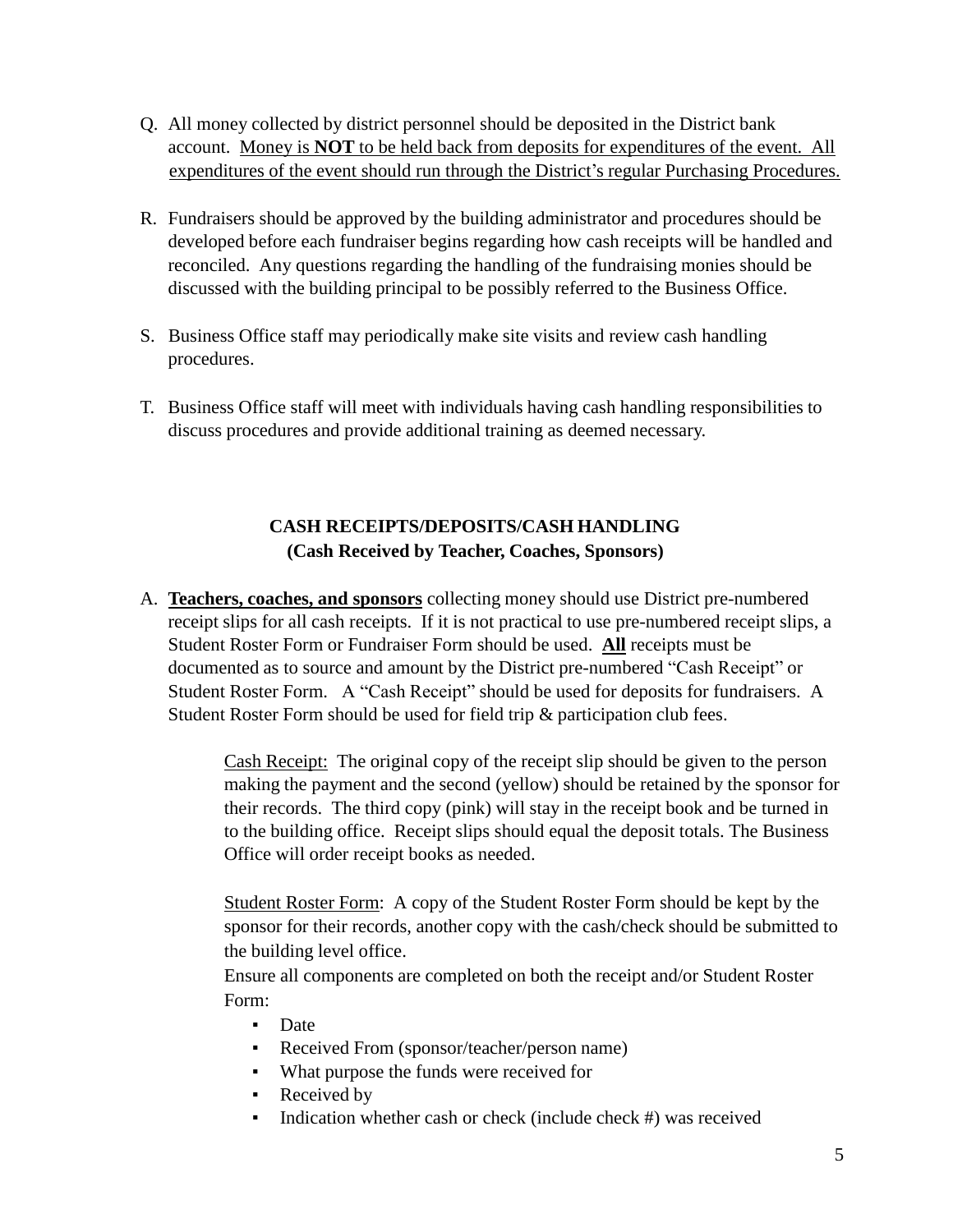Q. All money collected by district personnel should be deposited in the District bank account. <u>Money is **NOT** to be held back from deposits for expenditures of the event. All expenditures of the event should run through the District's regular Purchasing Procedures.</u>

R. Fundraisers should be approved by the building administrator and procedures should be developed before each fundraiser begins regarding how cash receipts will be handled and reconciled. Any questions regarding the handling of the fundraising monies should be discussed with the building principal to be possibly referred to the Business Office.

S. Business Office staff may periodically make site visits and review cash handling procedures.

T. Business Office staff will meet with individuals having cash handling responsibilities to discuss procedures and provide additional training as deemed necessary.

## CASH RECEIPTS/DEPOSITS/CASH HANDLING
### (Cash Received by Teacher, Coaches, Sponsors)

A. **<u>Teachers, coaches, and sponsors</u>** collecting money should use District pre-numbered receipt slips for all cash receipts. If it is not practical to use pre-numbered receipt slips, a Student Roster Form or Fundraiser Form should be used. **<u>All</u>** receipts must be documented as to source and amount by the District pre-numbered "Cash Receipt" or Student Roster Form. A "Cash Receipt" should be used for deposits for fundraisers. A Student Roster Form should be used for field trip & participation club fees.

> <u>Cash Receipt:</u> The original copy of the receipt slip should be given to the person making the payment and the second (yellow) should be retained by the sponsor for their records. The third copy (pink) will stay in the receipt book and be turned in to the building office. Receipt slips should equal the deposit totals. The Business Office will order receipt books as needed.
>
> <u>Student Roster Form</u>: A copy of the Student Roster Form should be kept by the sponsor for their records, another copy with the cash/check should be submitted to the building level office.
>
> Ensure all components are completed on both the receipt and/or Student Roster Form:
>
> - Date
> - Received From (sponsor/teacher/person name)
> - What purpose the funds were received for
> - Received by
> - Indication whether cash or check (include check #) was received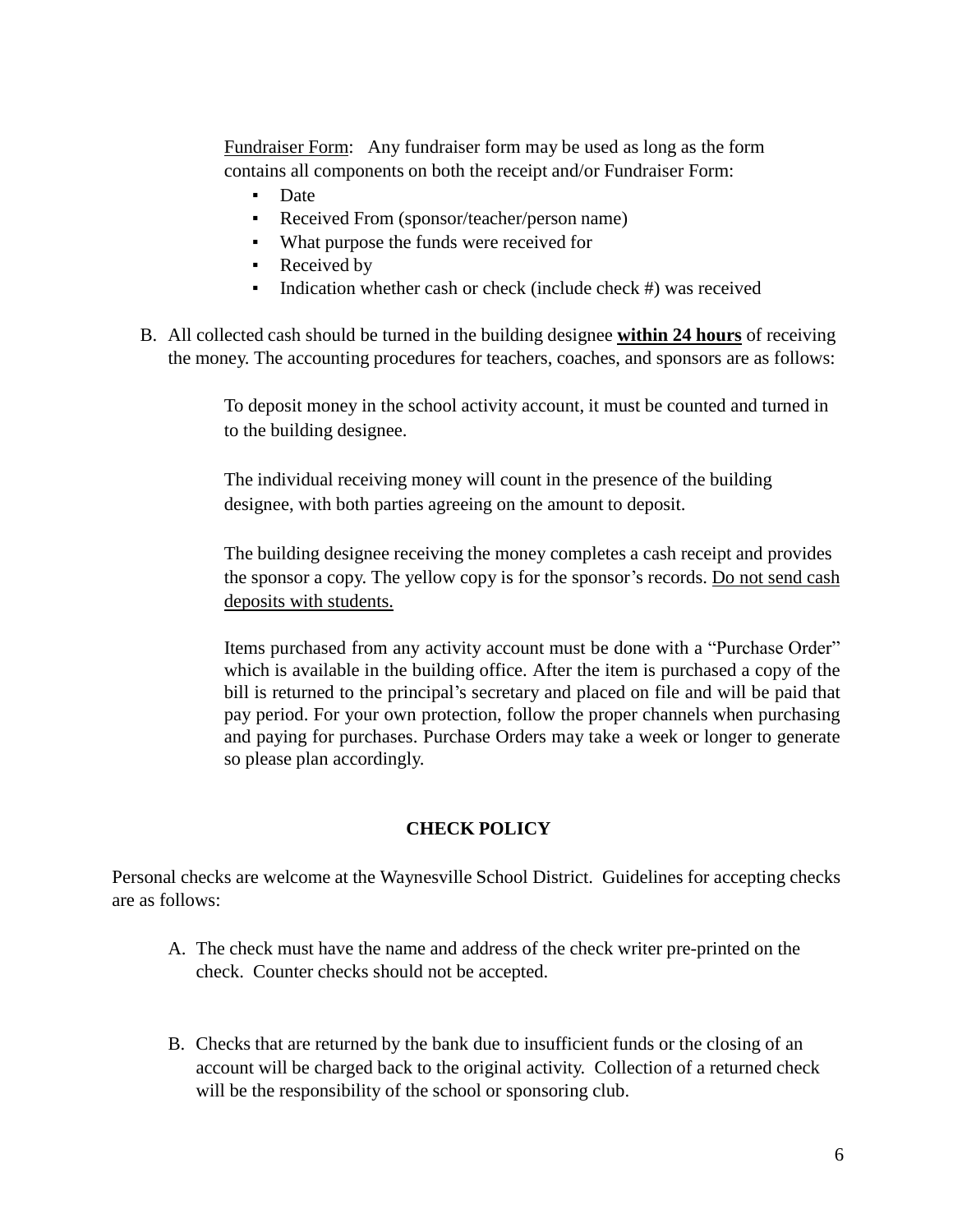Fundraiser Form: Any fundraiser form may be used as long as the form contains all components on both the receipt and/or Fundraiser Form:

- Date
- Received From (sponsor/teacher/person name)
- What purpose the funds were received for
- Received by
- Indication whether cash or check (include check #) was received

B. All collected cash should be turned in the building designee **within 24 hours** of receiving the money. The accounting procedures for teachers, coaches, and sponsors are as follows:

To deposit money in the school activity account, it must be counted and turned in to the building designee.

The individual receiving money will count in the presence of the building designee, with both parties agreeing on the amount to deposit.

The building designee receiving the money completes a cash receipt and provides the sponsor a copy. The yellow copy is for the sponsor's records. Do not send cash deposits with students.

Items purchased from any activity account must be done with a "Purchase Order" which is available in the building office. After the item is purchased a copy of the bill is returned to the principal's secretary and placed on file and will be paid that pay period. For your own protection, follow the proper channels when purchasing and paying for purchases. Purchase Orders may take a week or longer to generate so please plan accordingly.

## CHECK POLICY

Personal checks are welcome at the Waynesville School District. Guidelines for accepting checks are as follows:

A. The check must have the name and address of the check writer pre-printed on the check. Counter checks should not be accepted.

B. Checks that are returned by the bank due to insufficient funds or the closing of an account will be charged back to the original activity. Collection of a returned check will be the responsibility of the school or sponsoring club.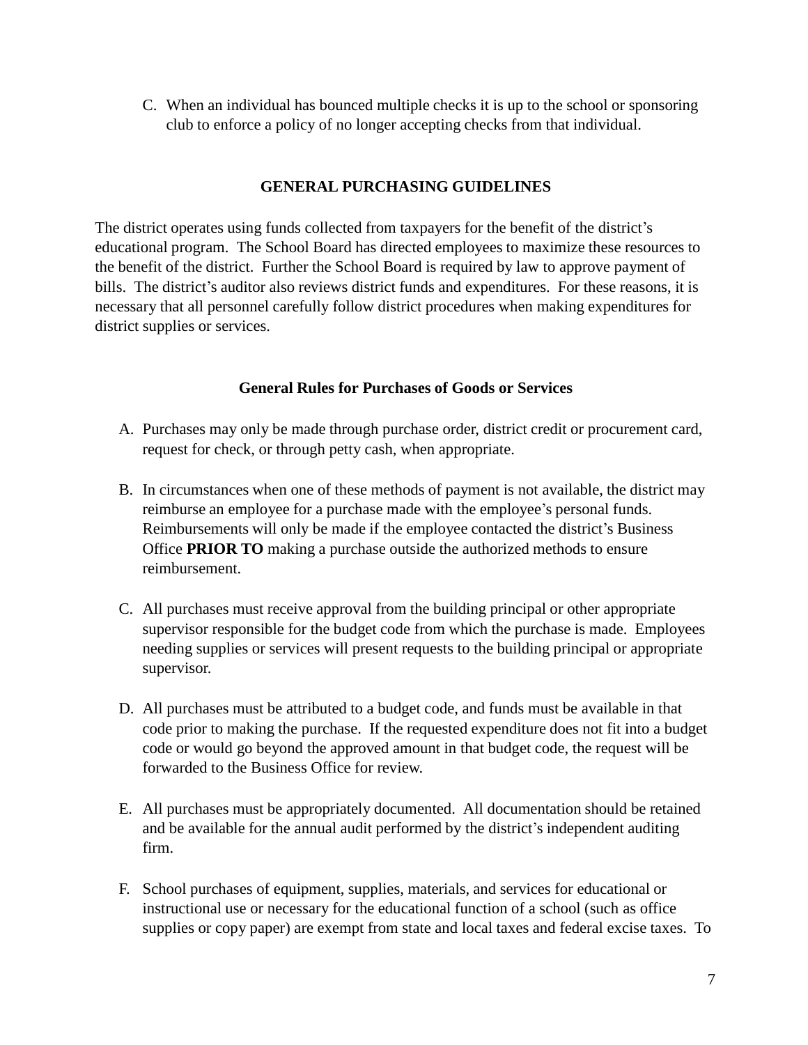C. When an individual has bounced multiple checks it is up to the school or sponsoring club to enforce a policy of no longer accepting checks from that individual.

## GENERAL PURCHASING GUIDELINES

The district operates using funds collected from taxpayers for the benefit of the district's educational program. The School Board has directed employees to maximize these resources to the benefit of the district. Further the School Board is required by law to approve payment of bills. The district's auditor also reviews district funds and expenditures. For these reasons, it is necessary that all personnel carefully follow district procedures when making expenditures for district supplies or services.

### General Rules for Purchases of Goods or Services

A. Purchases may only be made through purchase order, district credit or procurement card, request for check, or through petty cash, when appropriate.

B. In circumstances when one of these methods of payment is not available, the district may reimburse an employee for a purchase made with the employee's personal funds. Reimbursements will only be made if the employee contacted the district's Business Office **PRIOR TO** making a purchase outside the authorized methods to ensure reimbursement.

C. All purchases must receive approval from the building principal or other appropriate supervisor responsible for the budget code from which the purchase is made. Employees needing supplies or services will present requests to the building principal or appropriate supervisor.

D. All purchases must be attributed to a budget code, and funds must be available in that code prior to making the purchase. If the requested expenditure does not fit into a budget code or would go beyond the approved amount in that budget code, the request will be forwarded to the Business Office for review.

E. All purchases must be appropriately documented. All documentation should be retained and be available for the annual audit performed by the district's independent auditing firm.

F. School purchases of equipment, supplies, materials, and services for educational or instructional use or necessary for the educational function of a school (such as office supplies or copy paper) are exempt from state and local taxes and federal excise taxes. To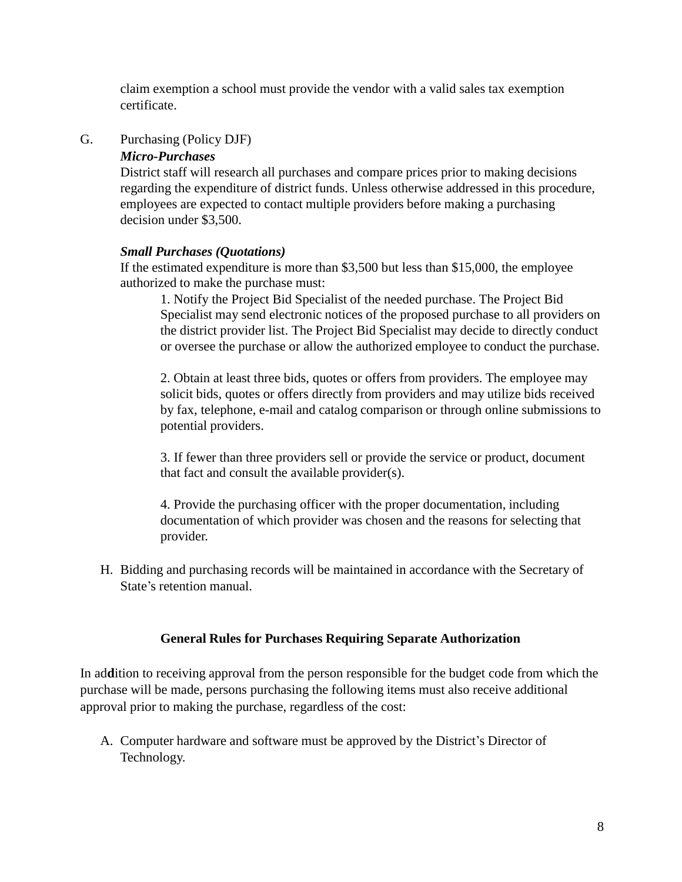claim exemption a school must provide the vendor with a valid sales tax exemption certificate.

G. Purchasing (Policy DJF)

***Micro-Purchases***

District staff will research all purchases and compare prices prior to making decisions regarding the expenditure of district funds. Unless otherwise addressed in this procedure, employees are expected to contact multiple providers before making a purchasing decision under $3,500.

***Small Purchases (Quotations)***

If the estimated expenditure is more than $3,500 but less than $15,000, the employee authorized to make the purchase must:

1. Notify the Project Bid Specialist of the needed purchase. The Project Bid Specialist may send electronic notices of the proposed purchase to all providers on the district provider list. The Project Bid Specialist may decide to directly conduct or oversee the purchase or allow the authorized employee to conduct the purchase.

2. Obtain at least three bids, quotes or offers from providers. The employee may solicit bids, quotes or offers directly from providers and may utilize bids received by fax, telephone, e-mail and catalog comparison or through online submissions to potential providers.

3. If fewer than three providers sell or provide the service or product, document that fact and consult the available provider(s).

4. Provide the purchasing officer with the proper documentation, including documentation of which provider was chosen and the reasons for selecting that provider.

H. Bidding and purchasing records will be maintained in accordance with the Secretary of State's retention manual.

**General Rules for Purchases Requiring Separate Authorization**

In addition to receiving approval from the person responsible for the budget code from which the purchase will be made, persons purchasing the following items must also receive additional approval prior to making the purchase, regardless of the cost:

A. Computer hardware and software must be approved by the District's Director of Technology.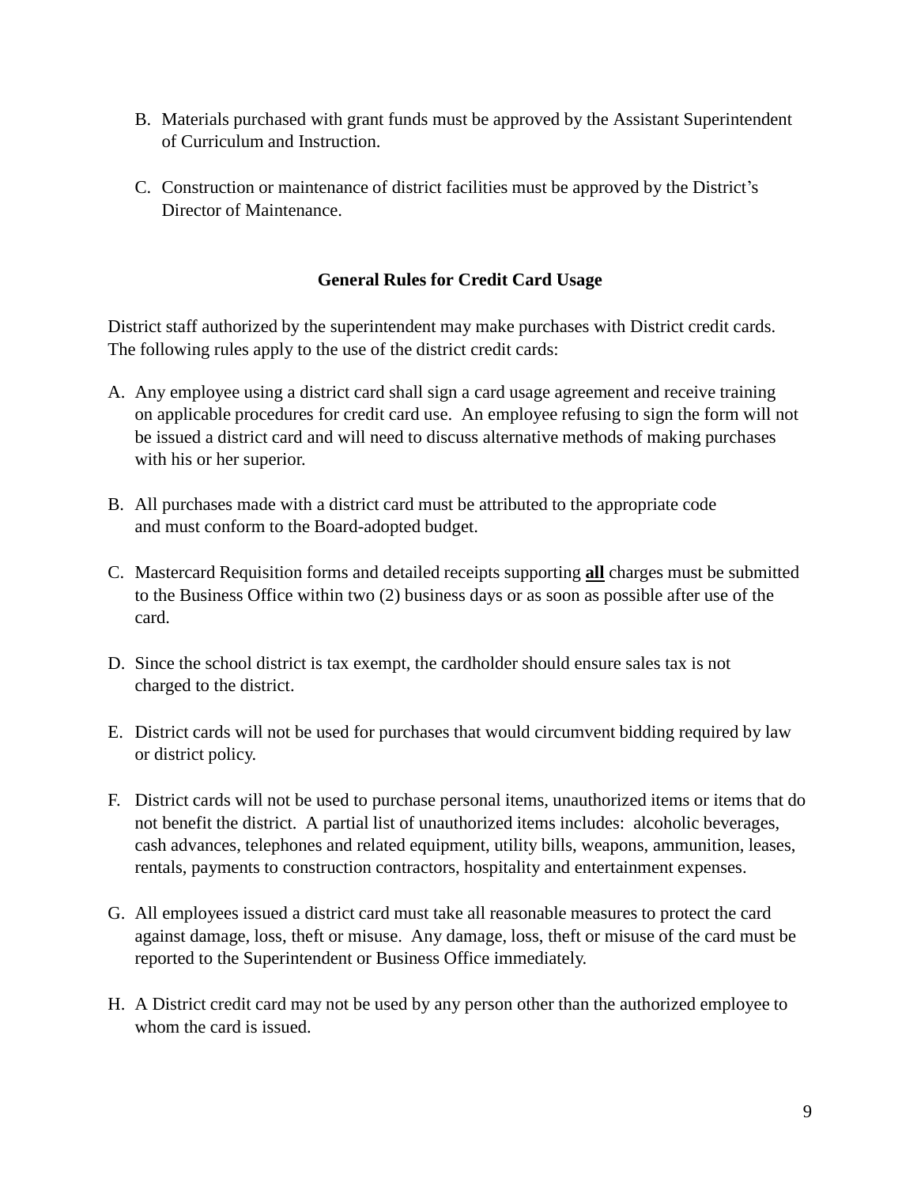B. Materials purchased with grant funds must be approved by the Assistant Superintendent of Curriculum and Instruction.

C. Construction or maintenance of district facilities must be approved by the District's Director of Maintenance.

## General Rules for Credit Card Usage

District staff authorized by the superintendent may make purchases with District credit cards. The following rules apply to the use of the district credit cards:

A. Any employee using a district card shall sign a card usage agreement and receive training on applicable procedures for credit card use. An employee refusing to sign the form will not be issued a district card and will need to discuss alternative methods of making purchases with his or her superior.

B. All purchases made with a district card must be attributed to the appropriate code and must conform to the Board-adopted budget.

C. Mastercard Requisition forms and detailed receipts supporting **<u>all</u>** charges must be submitted to the Business Office within two (2) business days or as soon as possible after use of the card.

D. Since the school district is tax exempt, the cardholder should ensure sales tax is not charged to the district.

E. District cards will not be used for purchases that would circumvent bidding required by law or district policy.

F. District cards will not be used to purchase personal items, unauthorized items or items that do not benefit the district. A partial list of unauthorized items includes: alcoholic beverages, cash advances, telephones and related equipment, utility bills, weapons, ammunition, leases, rentals, payments to construction contractors, hospitality and entertainment expenses.

G. All employees issued a district card must take all reasonable measures to protect the card against damage, loss, theft or misuse. Any damage, loss, theft or misuse of the card must be reported to the Superintendent or Business Office immediately.

H. A District credit card may not be used by any person other than the authorized employee to whom the card is issued.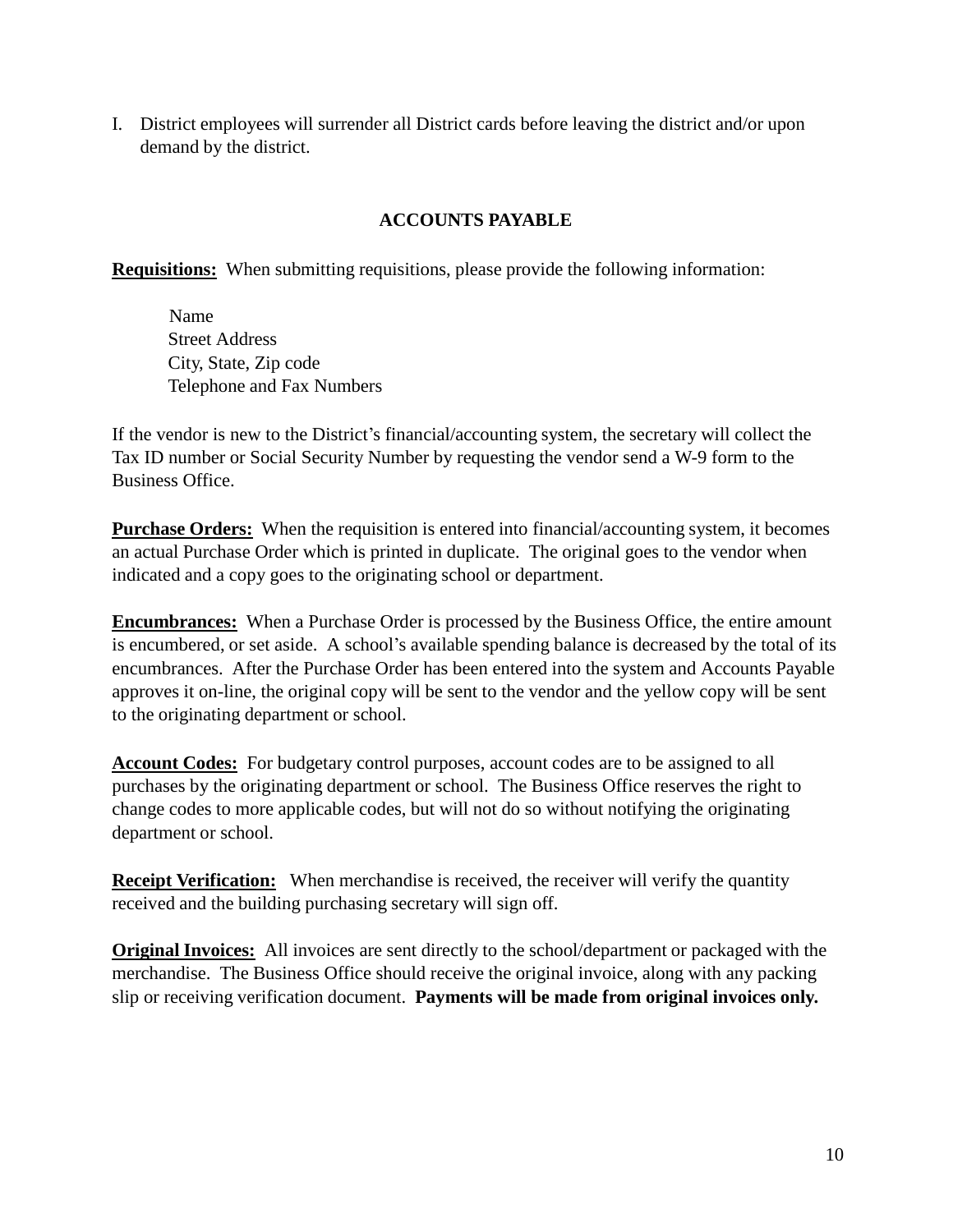I. District employees will surrender all District cards before leaving the district and/or upon demand by the district.

## ACCOUNTS PAYABLE

**Requisitions:** When submitting requisitions, please provide the following information:

Name
Street Address
City, State, Zip code
Telephone and Fax Numbers

If the vendor is new to the District's financial/accounting system, the secretary will collect the Tax ID number or Social Security Number by requesting the vendor send a W-9 form to the Business Office.

**Purchase Orders:** When the requisition is entered into financial/accounting system, it becomes an actual Purchase Order which is printed in duplicate. The original goes to the vendor when indicated and a copy goes to the originating school or department.

**Encumbrances:** When a Purchase Order is processed by the Business Office, the entire amount is encumbered, or set aside. A school's available spending balance is decreased by the total of its encumbrances. After the Purchase Order has been entered into the system and Accounts Payable approves it on-line, the original copy will be sent to the vendor and the yellow copy will be sent to the originating department or school.

**Account Codes:** For budgetary control purposes, account codes are to be assigned to all purchases by the originating department or school. The Business Office reserves the right to change codes to more applicable codes, but will not do so without notifying the originating department or school.

**Receipt Verification:** When merchandise is received, the receiver will verify the quantity received and the building purchasing secretary will sign off.

**Original Invoices:** All invoices are sent directly to the school/department or packaged with the merchandise. The Business Office should receive the original invoice, along with any packing slip or receiving verification document. **Payments will be made from original invoices only.**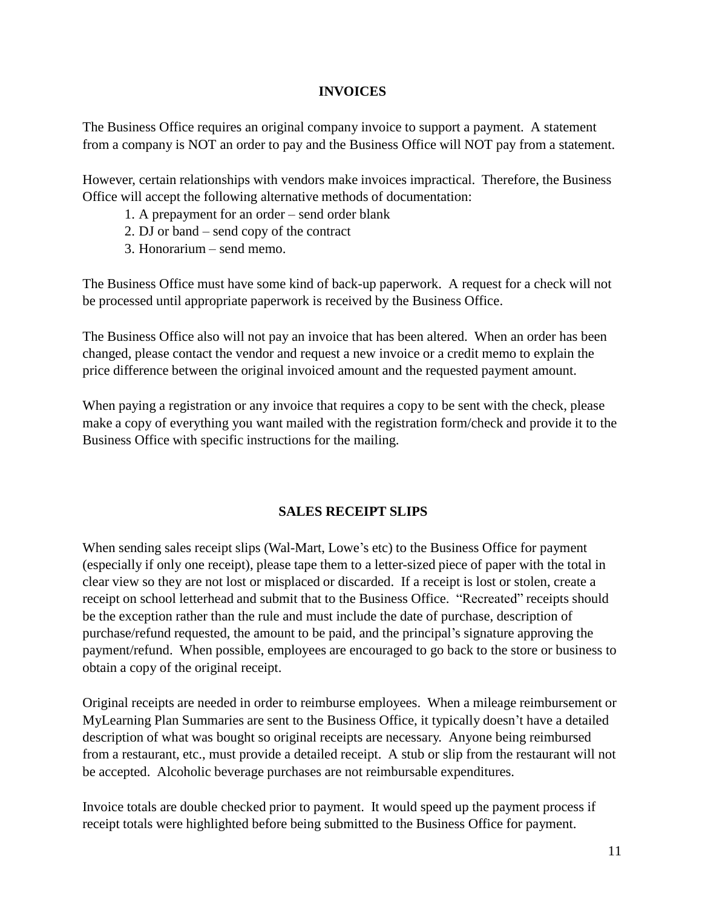## INVOICES

The Business Office requires an original company invoice to support a payment. A statement from a company is NOT an order to pay and the Business Office will NOT pay from a statement.

However, certain relationships with vendors make invoices impractical. Therefore, the Business Office will accept the following alternative methods of documentation:

1. A prepayment for an order – send order blank
2. DJ or band – send copy of the contract
3. Honorarium – send memo.

The Business Office must have some kind of back-up paperwork. A request for a check will not be processed until appropriate paperwork is received by the Business Office.

The Business Office also will not pay an invoice that has been altered. When an order has been changed, please contact the vendor and request a new invoice or a credit memo to explain the price difference between the original invoiced amount and the requested payment amount.

When paying a registration or any invoice that requires a copy to be sent with the check, please make a copy of everything you want mailed with the registration form/check and provide it to the Business Office with specific instructions for the mailing.

## SALES RECEIPT SLIPS

When sending sales receipt slips (Wal-Mart, Lowe's etc) to the Business Office for payment (especially if only one receipt), please tape them to a letter-sized piece of paper with the total in clear view so they are not lost or misplaced or discarded. If a receipt is lost or stolen, create a receipt on school letterhead and submit that to the Business Office. "Recreated" receipts should be the exception rather than the rule and must include the date of purchase, description of purchase/refund requested, the amount to be paid, and the principal's signature approving the payment/refund. When possible, employees are encouraged to go back to the store or business to obtain a copy of the original receipt.

Original receipts are needed in order to reimburse employees. When a mileage reimbursement or MyLearning Plan Summaries are sent to the Business Office, it typically doesn't have a detailed description of what was bought so original receipts are necessary. Anyone being reimbursed from a restaurant, etc., must provide a detailed receipt. A stub or slip from the restaurant will not be accepted. Alcoholic beverage purchases are not reimbursable expenditures.

Invoice totals are double checked prior to payment. It would speed up the payment process if receipt totals were highlighted before being submitted to the Business Office for payment.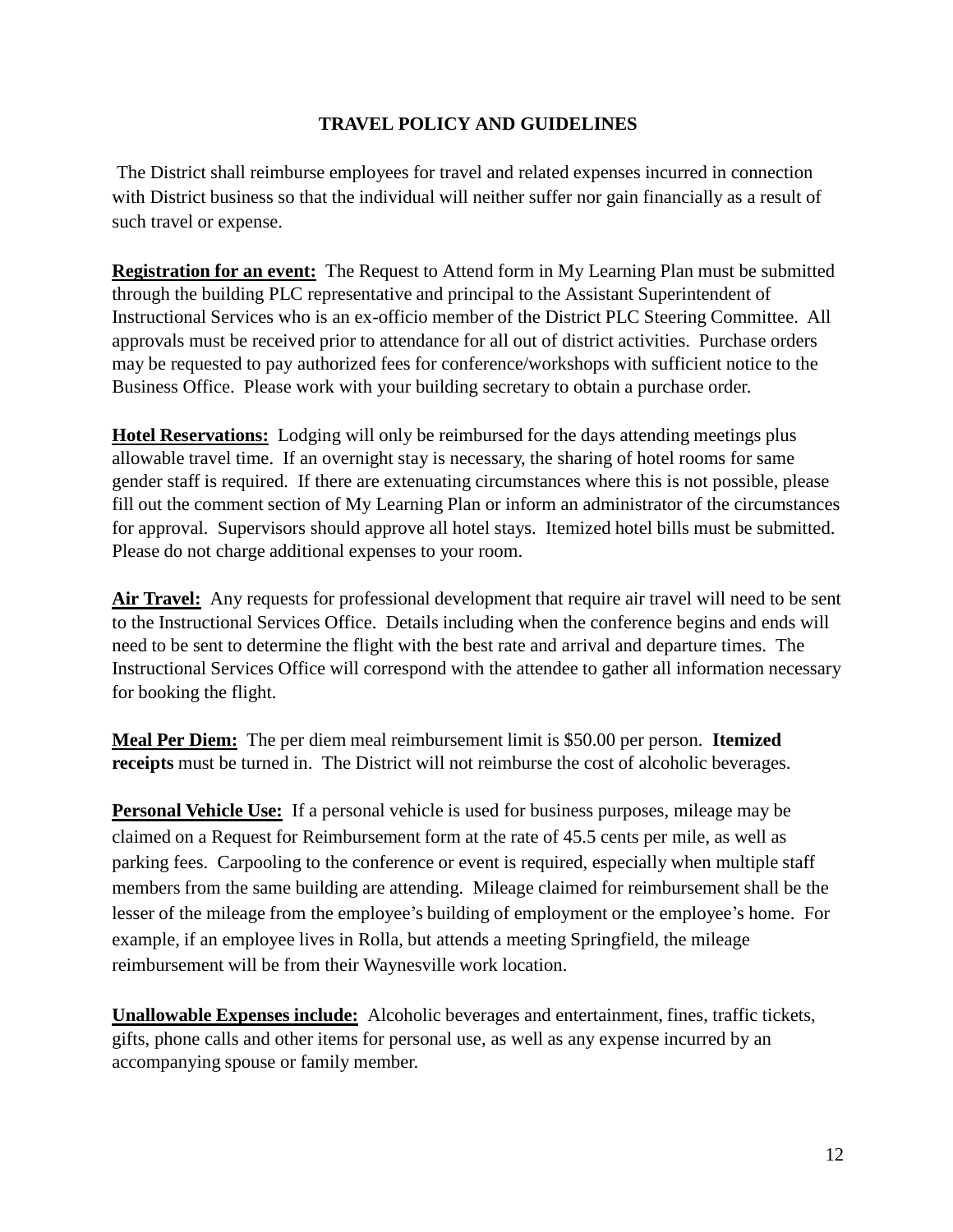## TRAVEL POLICY AND GUIDELINES

The District shall reimburse employees for travel and related expenses incurred in connection with District business so that the individual will neither suffer nor gain financially as a result of such travel or expense.

**Registration for an event:** The Request to Attend form in My Learning Plan must be submitted through the building PLC representative and principal to the Assistant Superintendent of Instructional Services who is an ex-officio member of the District PLC Steering Committee. All approvals must be received prior to attendance for all out of district activities. Purchase orders may be requested to pay authorized fees for conference/workshops with sufficient notice to the Business Office. Please work with your building secretary to obtain a purchase order.

**Hotel Reservations:** Lodging will only be reimbursed for the days attending meetings plus allowable travel time. If an overnight stay is necessary, the sharing of hotel rooms for same gender staff is required. If there are extenuating circumstances where this is not possible, please fill out the comment section of My Learning Plan or inform an administrator of the circumstances for approval. Supervisors should approve all hotel stays. Itemized hotel bills must be submitted. Please do not charge additional expenses to your room.

**Air Travel:** Any requests for professional development that require air travel will need to be sent to the Instructional Services Office. Details including when the conference begins and ends will need to be sent to determine the flight with the best rate and arrival and departure times. The Instructional Services Office will correspond with the attendee to gather all information necessary for booking the flight.

**Meal Per Diem:** The per diem meal reimbursement limit is $50.00 per person. **Itemized receipts** must be turned in. The District will not reimburse the cost of alcoholic beverages.

**Personal Vehicle Use:** If a personal vehicle is used for business purposes, mileage may be claimed on a Request for Reimbursement form at the rate of 45.5 cents per mile, as well as parking fees. Carpooling to the conference or event is required, especially when multiple staff members from the same building are attending. Mileage claimed for reimbursement shall be the lesser of the mileage from the employee's building of employment or the employee's home. For example, if an employee lives in Rolla, but attends a meeting Springfield, the mileage reimbursement will be from their Waynesville work location.

**Unallowable Expenses include:** Alcoholic beverages and entertainment, fines, traffic tickets, gifts, phone calls and other items for personal use, as well as any expense incurred by an accompanying spouse or family member.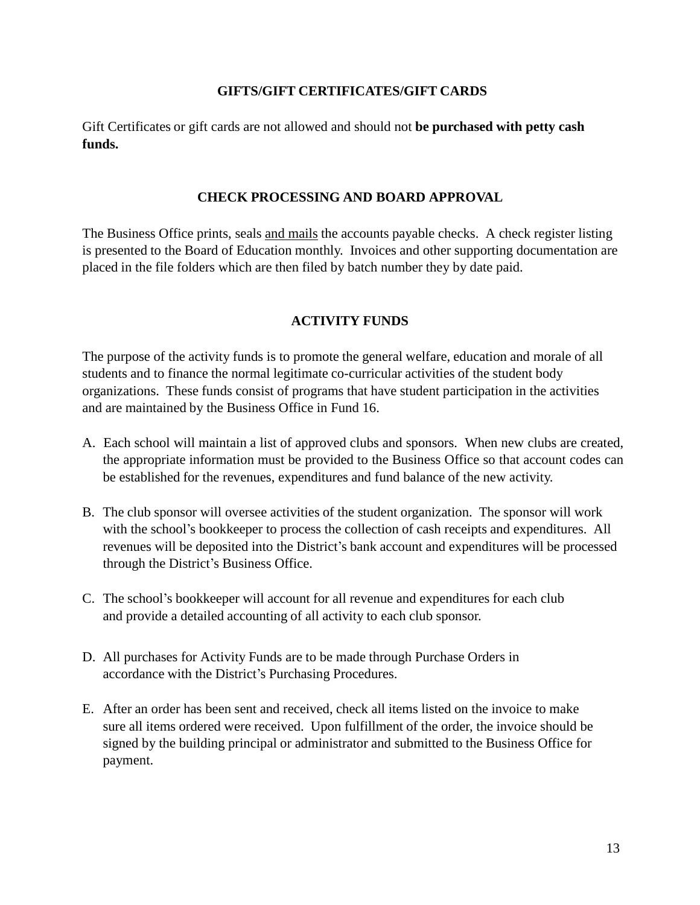## GIFTS/GIFT CERTIFICATES/GIFT CARDS

Gift Certificates or gift cards are not allowed and should not **be purchased with petty cash funds.**

## CHECK PROCESSING AND BOARD APPROVAL

The Business Office prints, seals <u>and mails</u> the accounts payable checks. A check register listing is presented to the Board of Education monthly. Invoices and other supporting documentation are placed in the file folders which are then filed by batch number they by date paid.

## ACTIVITY FUNDS

The purpose of the activity funds is to promote the general welfare, education and morale of all students and to finance the normal legitimate co-curricular activities of the student body organizations. These funds consist of programs that have student participation in the activities and are maintained by the Business Office in Fund 16.

A. Each school will maintain a list of approved clubs and sponsors. When new clubs are created, the appropriate information must be provided to the Business Office so that account codes can be established for the revenues, expenditures and fund balance of the new activity.

B. The club sponsor will oversee activities of the student organization. The sponsor will work with the school's bookkeeper to process the collection of cash receipts and expenditures. All revenues will be deposited into the District's bank account and expenditures will be processed through the District's Business Office.

C. The school's bookkeeper will account for all revenue and expenditures for each club and provide a detailed accounting of all activity to each club sponsor.

D. All purchases for Activity Funds are to be made through Purchase Orders in accordance with the District's Purchasing Procedures.

E. After an order has been sent and received, check all items listed on the invoice to make sure all items ordered were received. Upon fulfillment of the order, the invoice should be signed by the building principal or administrator and submitted to the Business Office for payment.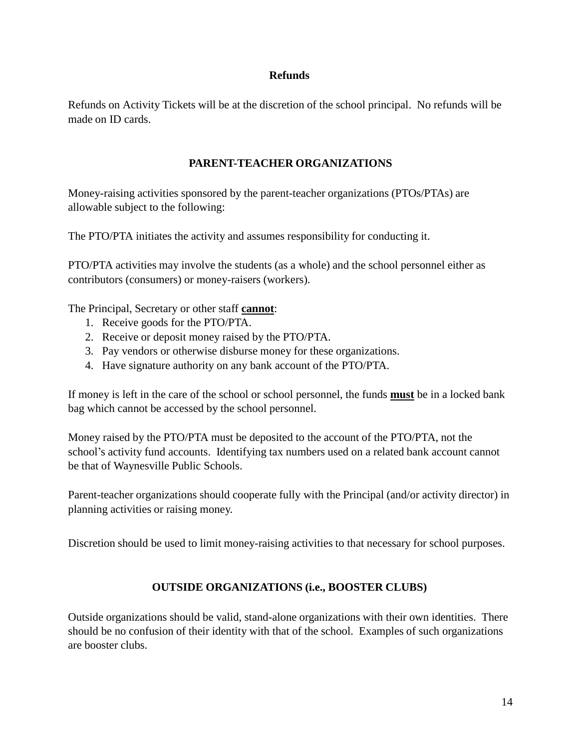### Refunds

Refunds on Activity Tickets will be at the discretion of the school principal. No refunds will be made on ID cards.

## PARENT-TEACHER ORGANIZATIONS

Money-raising activities sponsored by the parent-teacher organizations (PTOs/PTAs) are allowable subject to the following:

The PTO/PTA initiates the activity and assumes responsibility for conducting it.

PTO/PTA activities may involve the students (as a whole) and the school personnel either as contributors (consumers) or money-raisers (workers).

The Principal, Secretary or other staff **<u>cannot</u>**:

1. Receive goods for the PTO/PTA.
2. Receive or deposit money raised by the PTO/PTA.
3. Pay vendors or otherwise disburse money for these organizations.
4. Have signature authority on any bank account of the PTO/PTA.

If money is left in the care of the school or school personnel, the funds **<u>must</u>** be in a locked bank bag which cannot be accessed by the school personnel.

Money raised by the PTO/PTA must be deposited to the account of the PTO/PTA, not the school's activity fund accounts. Identifying tax numbers used on a related bank account cannot be that of Waynesville Public Schools.

Parent-teacher organizations should cooperate fully with the Principal (and/or activity director) in planning activities or raising money.

Discretion should be used to limit money-raising activities to that necessary for school purposes.

## OUTSIDE ORGANIZATIONS (i.e., BOOSTER CLUBS)

Outside organizations should be valid, stand-alone organizations with their own identities. There should be no confusion of their identity with that of the school. Examples of such organizations are booster clubs.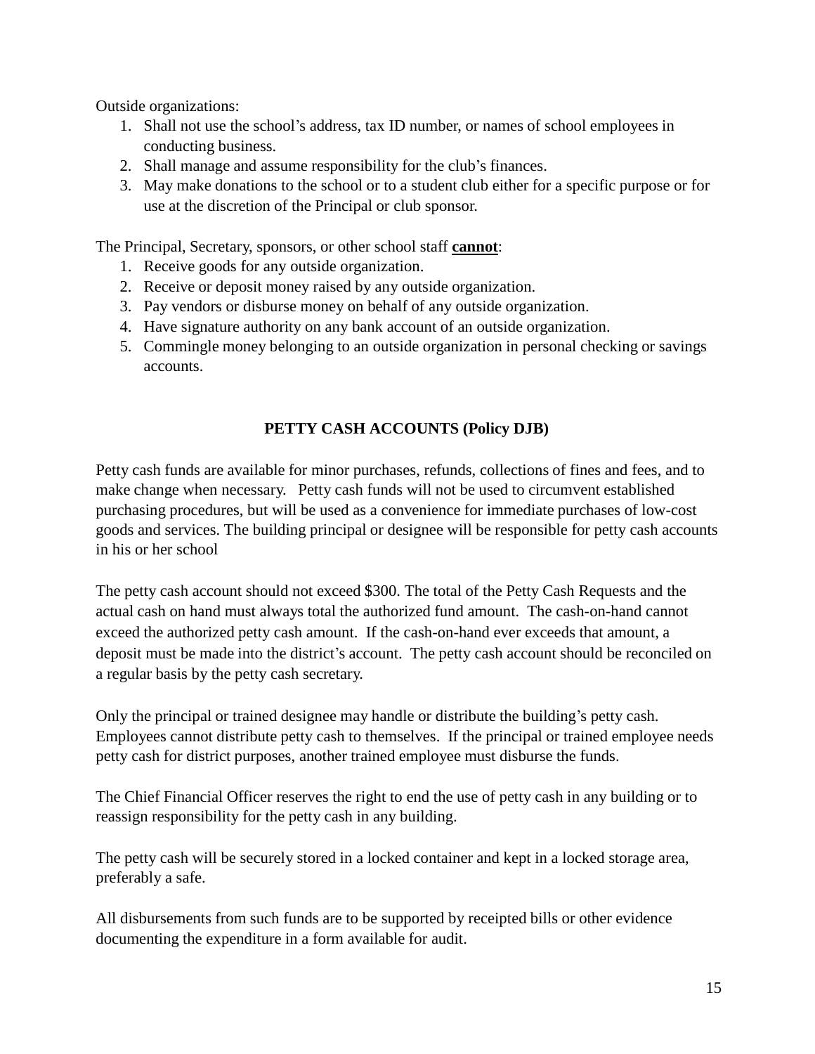Outside organizations:

1. Shall not use the school's address, tax ID number, or names of school employees in conducting business.
2. Shall manage and assume responsibility for the club's finances.
3. May make donations to the school or to a student club either for a specific purpose or for use at the discretion of the Principal or club sponsor.

The Principal, Secretary, sponsors, or other school staff **cannot**:

1. Receive goods for any outside organization.
2. Receive or deposit money raised by any outside organization.
3. Pay vendors or disburse money on behalf of any outside organization.
4. Have signature authority on any bank account of an outside organization.
5. Commingle money belonging to an outside organization in personal checking or savings accounts.

## PETTY CASH ACCOUNTS (Policy DJB)

Petty cash funds are available for minor purchases, refunds, collections of fines and fees, and to make change when necessary. Petty cash funds will not be used to circumvent established purchasing procedures, but will be used as a convenience for immediate purchases of low-cost goods and services. The building principal or designee will be responsible for petty cash accounts in his or her school

The petty cash account should not exceed $300. The total of the Petty Cash Requests and the actual cash on hand must always total the authorized fund amount. The cash-on-hand cannot exceed the authorized petty cash amount. If the cash-on-hand ever exceeds that amount, a deposit must be made into the district's account. The petty cash account should be reconciled on a regular basis by the petty cash secretary.

Only the principal or trained designee may handle or distribute the building's petty cash. Employees cannot distribute petty cash to themselves. If the principal or trained employee needs petty cash for district purposes, another trained employee must disburse the funds.

The Chief Financial Officer reserves the right to end the use of petty cash in any building or to reassign responsibility for the petty cash in any building.

The petty cash will be securely stored in a locked container and kept in a locked storage area, preferably a safe.

All disbursements from such funds are to be supported by receipted bills or other evidence documenting the expenditure in a form available for audit.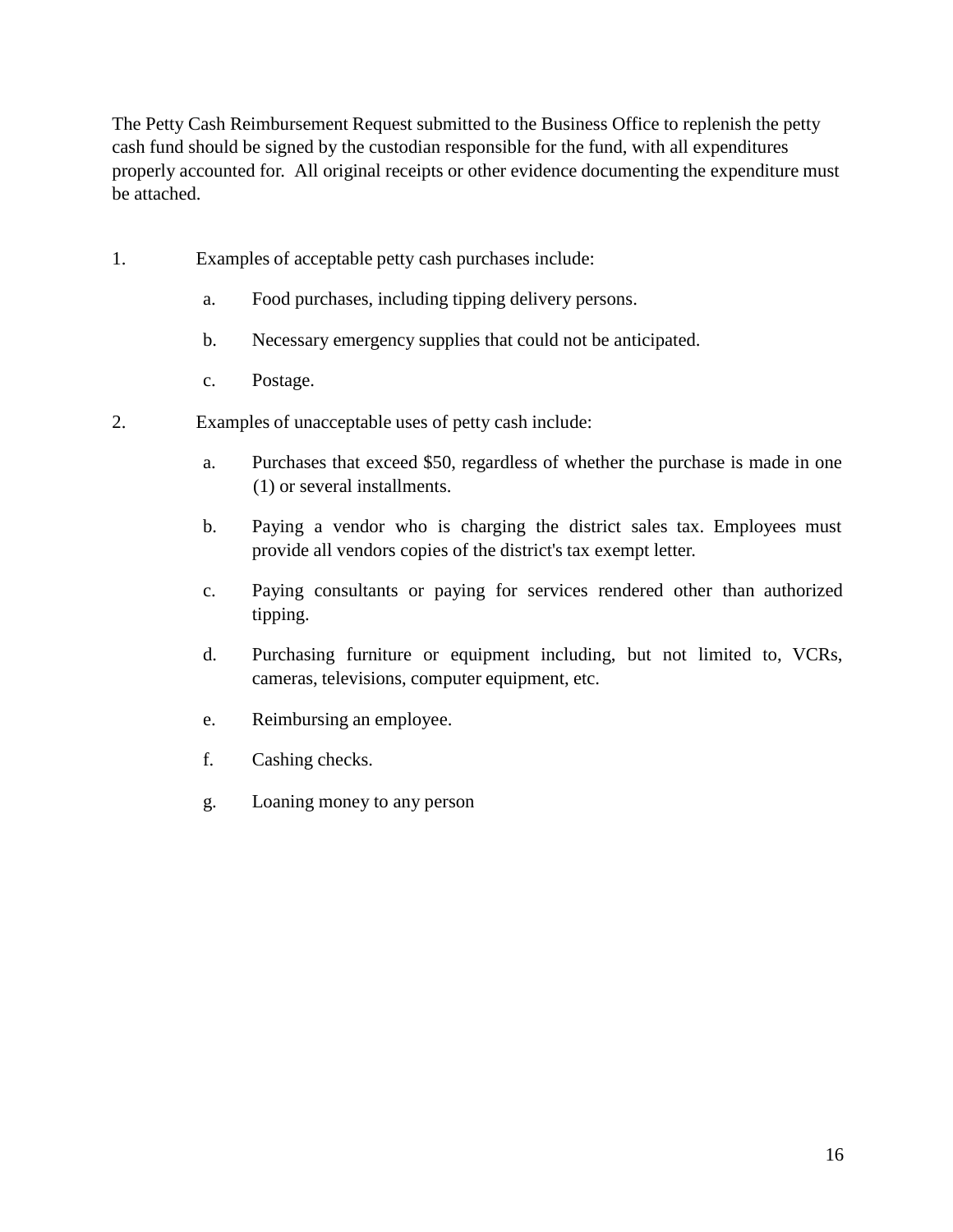The Petty Cash Reimbursement Request submitted to the Business Office to replenish the petty cash fund should be signed by the custodian responsible for the fund, with all expenditures properly accounted for. All original receipts or other evidence documenting the expenditure must be attached.

1. Examples of acceptable petty cash purchases include:

   a. Food purchases, including tipping delivery persons.

   b. Necessary emergency supplies that could not be anticipated.

   c. Postage.

2. Examples of unacceptable uses of petty cash include:

   a. Purchases that exceed $50, regardless of whether the purchase is made in one (1) or several installments.

   b. Paying a vendor who is charging the district sales tax. Employees must provide all vendors copies of the district's tax exempt letter.

   c. Paying consultants or paying for services rendered other than authorized tipping.

   d. Purchasing furniture or equipment including, but not limited to, VCRs, cameras, televisions, computer equipment, etc.

   e. Reimbursing an employee.

   f. Cashing checks.

   g. Loaning money to any person